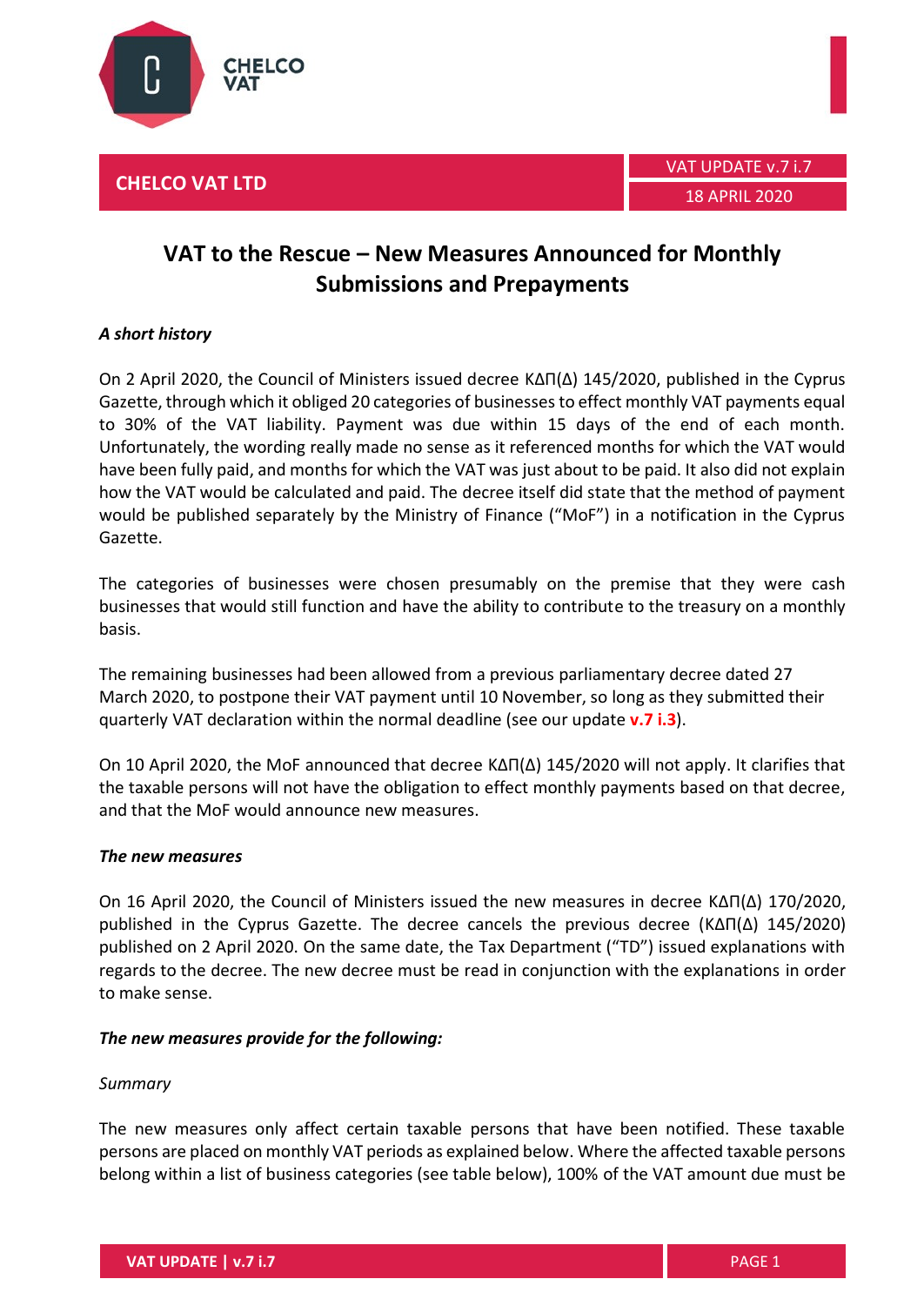**CHELCO VAT LTD**

VAT UPDATE v.7 i.7

18 APRIL 2020

# VAT to the Rescue – New Measures Announced for Monthly Submissions and Prepayments

***A short history***

On 2 April 2020, the Council of Ministers issued decree ΚΔΠ(Δ) 145/2020, published in the Cyprus Gazette, through which it obliged 20 categories of businesses to effect monthly VAT payments equal to 30% of the VAT liability. Payment was due within 15 days of the end of each month. Unfortunately, the wording really made no sense as it referenced months for which the VAT would have been fully paid, and months for which the VAT was just about to be paid. It also did not explain how the VAT would be calculated and paid. The decree itself did state that the method of payment would be published separately by the Ministry of Finance ("MoF") in a notification in the Cyprus Gazette.

The categories of businesses were chosen presumably on the premise that they were cash businesses that would still function and have the ability to contribute to the treasury on a monthly basis.

The remaining businesses had been allowed from a previous parliamentary decree dated 27 March 2020, to postpone their VAT payment until 10 November, so long as they submitted their quarterly VAT declaration within the normal deadline (see our update **v.7 i.3**).

On 10 April 2020, the MoF announced that decree ΚΔΠ(Δ) 145/2020 will not apply. It clarifies that the taxable persons will not have the obligation to effect monthly payments based on that decree, and that the MoF would announce new measures.

***The new measures***

On 16 April 2020, the Council of Ministers issued the new measures in decree ΚΔΠ(Δ) 170/2020, published in the Cyprus Gazette. The decree cancels the previous decree (ΚΔΠ(Δ) 145/2020) published on 2 April 2020. On the same date, the Tax Department ("TD") issued explanations with regards to the decree. The new decree must be read in conjunction with the explanations in order to make sense.

***The new measures provide for the following:***

*Summary*

The new measures only affect certain taxable persons that have been notified. These taxable persons are placed on monthly VAT periods as explained below. Where the affected taxable persons belong within a list of business categories (see table below), 100% of the VAT amount due must be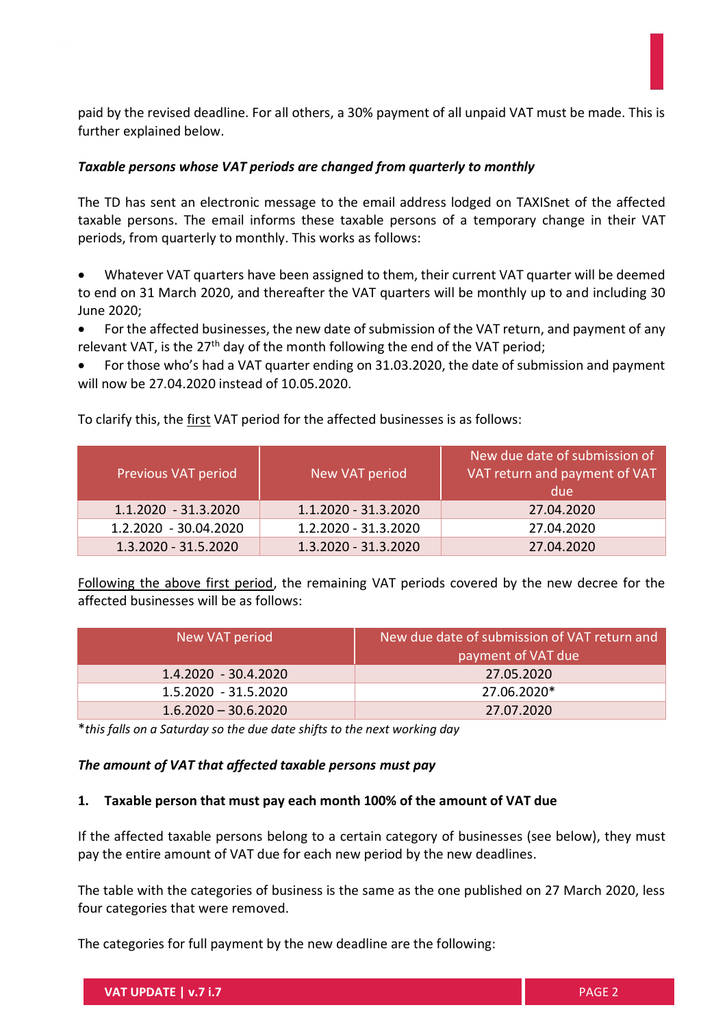paid by the revised deadline. For all others, a 30% payment of all unpaid VAT must be made. This is further explained below.

***Taxable persons whose VAT periods are changed from quarterly to monthly***

The TD has sent an electronic message to the email address lodged on TAXISnet of the affected taxable persons. The email informs these taxable persons of a temporary change in their VAT periods, from quarterly to monthly. This works as follows:

- Whatever VAT quarters have been assigned to them, their current VAT quarter will be deemed to end on 31 March 2020, and thereafter the VAT quarters will be monthly up to and including 30 June 2020;
- For the affected businesses, the new date of submission of the VAT return, and payment of any relevant VAT, is the 27th day of the month following the end of the VAT period;
- For those who's had a VAT quarter ending on 31.03.2020, the date of submission and payment will now be 27.04.2020 instead of 10.05.2020.

To clarify this, the first VAT period for the affected businesses is as follows:

| Previous VAT period | New VAT period | New due date of submission of VAT return and payment of VAT due |
|---|---|---|
| 1.1.2020 - 31.3.2020 | 1.1.2020 - 31.3.2020 | 27.04.2020 |
| 1.2.2020 - 30.04.2020 | 1.2.2020 - 31.3.2020 | 27.04.2020 |
| 1.3.2020 - 31.5.2020 | 1.3.2020 - 31.3.2020 | 27.04.2020 |

Following the above first period, the remaining VAT periods covered by the new decree for the affected businesses will be as follows:

| New VAT period | New due date of submission of VAT return and payment of VAT due |
|---|---|
| 1.4.2020 - 30.4.2020 | 27.05.2020 |
| 1.5.2020 - 31.5.2020 | 27.06.2020* |
| 1.6.2020 – 30.6.2020 | 27.07.2020 |

*\*this falls on a Saturday so the due date shifts to the next working day*

***The amount of VAT that affected taxable persons must pay***

**1. Taxable person that must pay each month 100% of the amount of VAT due**

If the affected taxable persons belong to a certain category of businesses (see below), they must pay the entire amount of VAT due for each new period by the new deadlines.

The table with the categories of business is the same as the one published on 27 March 2020, less four categories that were removed.

The categories for full payment by the new deadline are the following: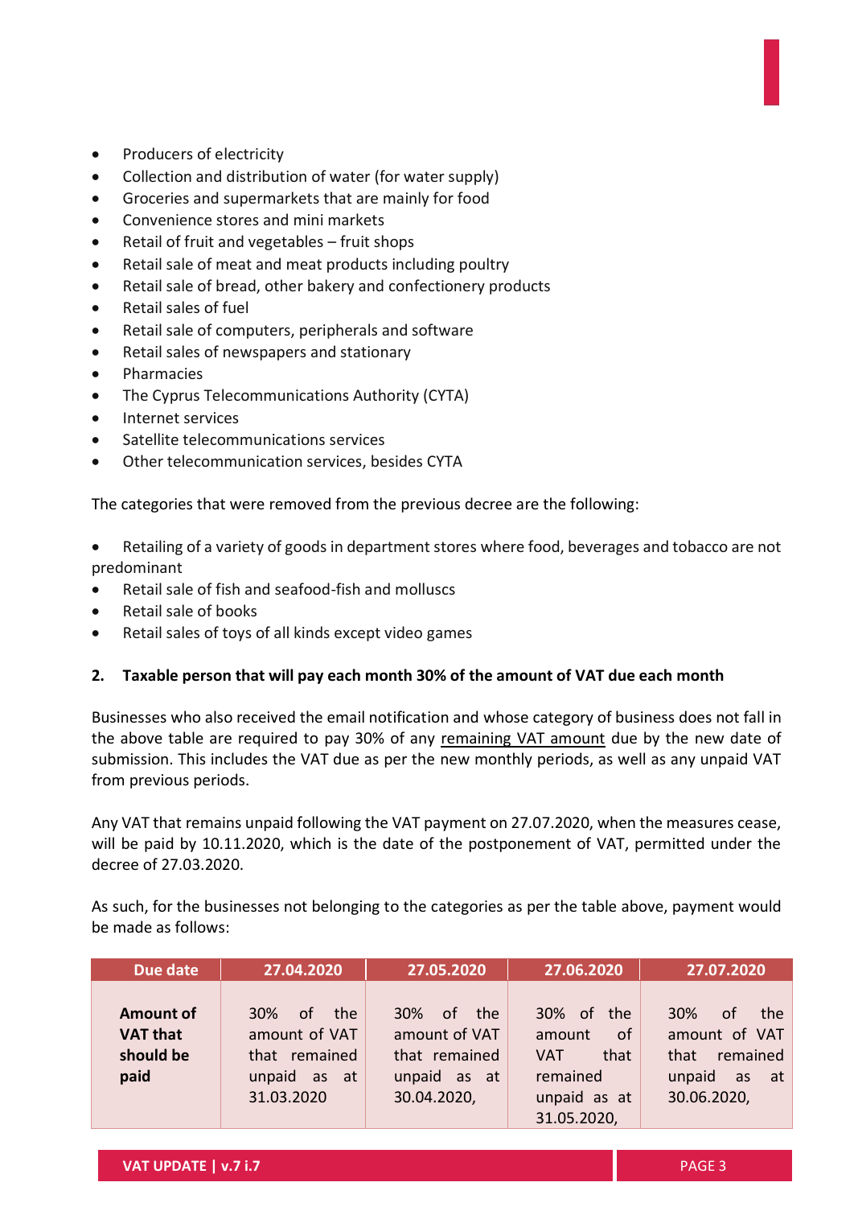- Producers of electricity
- Collection and distribution of water (for water supply)
- Groceries and supermarkets that are mainly for food
- Convenience stores and mini markets
- Retail of fruit and vegetables – fruit shops
- Retail sale of meat and meat products including poultry
- Retail sale of bread, other bakery and confectionery products
- Retail sales of fuel
- Retail sale of computers, peripherals and software
- Retail sales of newspapers and stationary
- Pharmacies
- The Cyprus Telecommunications Authority (CYTA)
- Internet services
- Satellite telecommunications services
- Other telecommunication services, besides CYTA

The categories that were removed from the previous decree are the following:

- Retailing of a variety of goods in department stores where food, beverages and tobacco are not predominant
- Retail sale of fish and seafood-fish and molluscs
- Retail sale of books
- Retail sales of toys of all kinds except video games

**2. Taxable person that will pay each month 30% of the amount of VAT due each month**

Businesses who also received the email notification and whose category of business does not fall in the above table are required to pay 30% of any remaining VAT amount due by the new date of submission. This includes the VAT due as per the new monthly periods, as well as any unpaid VAT from previous periods.

Any VAT that remains unpaid following the VAT payment on 27.07.2020, when the measures cease, will be paid by 10.11.2020, which is the date of the postponement of VAT, permitted under the decree of 27.03.2020.

As such, for the businesses not belonging to the categories as per the table above, payment would be made as follows:

| Due date | 27.04.2020 | 27.05.2020 | 27.06.2020 | 27.07.2020 |
|---|---|---|---|---|
| **Amount of VAT that should be paid** | 30% of the amount of VAT that remained unpaid as at 31.03.2020 | 30% of the amount of VAT that remained unpaid as at 30.04.2020, | 30% of the amount of VAT that remained unpaid as at 31.05.2020, | 30% of the amount of VAT that remained unpaid as at 30.06.2020, |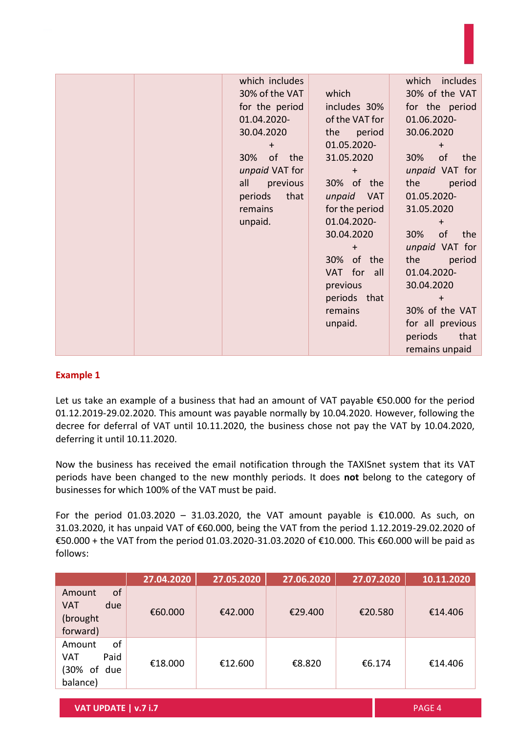| | | | | |
|---|---|---|---|---|
| | | which includes 30% of the VAT for the period 01.04.2020-30.04.2020 + 30% of the *unpaid* VAT for all previous periods that remains unpaid. | which includes 30% of the VAT for the period 01.05.2020-31.05.2020 + 30% of the *unpaid* VAT for the period 01.04.2020-30.04.2020 + 30% of the VAT for all previous periods that remains unpaid. | which includes 30% of the VAT for the period 01.06.2020-30.06.2020 + 30% of the *unpaid* VAT for the period 01.05.2020-31.05.2020 + 30% of the *unpaid* VAT for the period 01.04.2020-30.04.2020 + 30% of the VAT for all previous periods that remains unpaid |

**Example 1**

Let us take an example of a business that had an amount of VAT payable €50.000 for the period 01.12.2019-29.02.2020. This amount was payable normally by 10.04.2020. However, following the decree for deferral of VAT until 10.11.2020, the business chose not pay the VAT by 10.04.2020, deferring it until 10.11.2020.

Now the business has received the email notification through the TAXISnet system that its VAT periods have been changed to the new monthly periods. It does **not** belong to the category of businesses for which 100% of the VAT must be paid.

For the period 01.03.2020 – 31.03.2020, the VAT amount payable is €10.000. As such, on 31.03.2020, it has unpaid VAT of €60.000, being the VAT from the period 1.12.2019-29.02.2020 of €50.000 + the VAT from the period 01.03.2020-31.03.2020 of €10.000. This €60.000 will be paid as follows:

| | 27.04.2020 | 27.05.2020 | 27.06.2020 | 27.07.2020 | 10.11.2020 |
|---|---|---|---|---|---|
| Amount of VAT due (brought forward) | €60.000 | €42.000 | €29.400 | €20.580 | €14.406 |
| Amount of VAT Paid (30% of due balance) | €18.000 | €12.600 | €8.820 | €6.174 | €14.406 |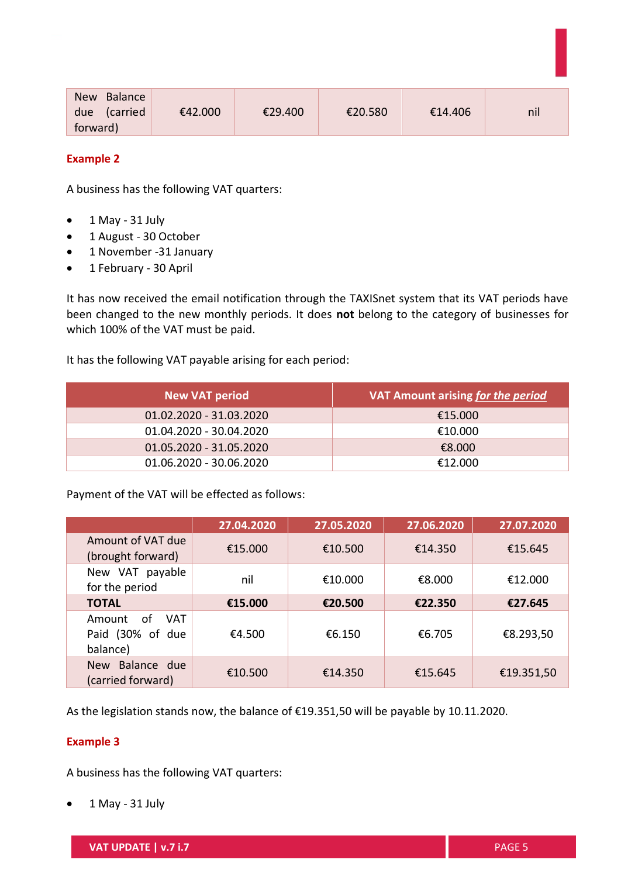| | | | | | |
|---|---|---|---|---|---|
| New Balance due (carried forward) | €42.000 | €29.400 | €20.580 | €14.406 | nil |

### Example 2

A business has the following VAT quarters:

- 1 May - 31 July
- 1 August - 30 October
- 1 November -31 January
- 1 February - 30 April

It has now received the email notification through the TAXISnet system that its VAT periods have been changed to the new monthly periods. It does **not** belong to the category of businesses for which 100% of the VAT must be paid.

It has the following VAT payable arising for each period:

| New VAT period | VAT Amount arising ***for the period*** |
|---|---|
| 01.02.2020 - 31.03.2020 | €15.000 |
| 01.04.2020 - 30.04.2020 | €10.000 |
| 01.05.2020 - 31.05.2020 | €8.000 |
| 01.06.2020 - 30.06.2020 | €12.000 |

Payment of the VAT will be effected as follows:

| | 27.04.2020 | 27.05.2020 | 27.06.2020 | 27.07.2020 |
|---|---|---|---|---|
| Amount of VAT due (brought forward) | €15.000 | €10.500 | €14.350 | €15.645 |
| New VAT payable for the period | nil | €10.000 | €8.000 | €12.000 |
| **TOTAL** | **€15.000** | **€20.500** | **€22.350** | **€27.645** |
| Amount of VAT Paid (30% of due balance) | €4.500 | €6.150 | €6.705 | €8.293,50 |
| New Balance due (carried forward) | €10.500 | €14.350 | €15.645 | €19.351,50 |

As the legislation stands now, the balance of €19.351,50 will be payable by 10.11.2020.

### Example 3

A business has the following VAT quarters:

- 1 May - 31 July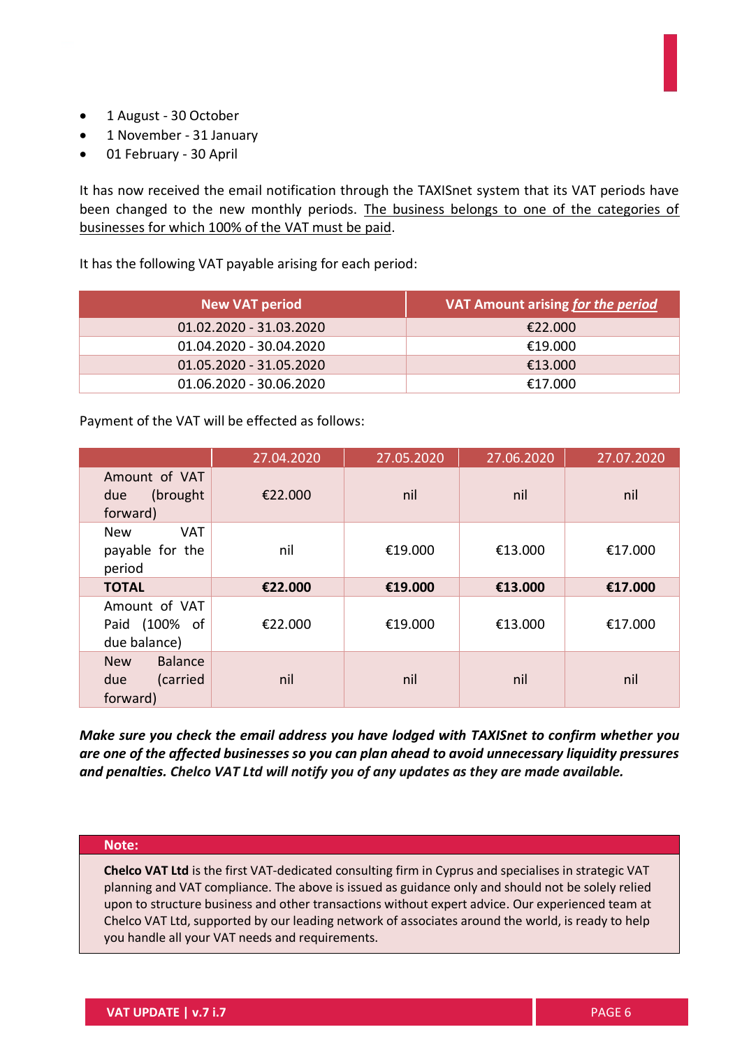- 1 August - 30 October
- 1 November - 31 January
- 01 February - 30 April

It has now received the email notification through the TAXISnet system that its VAT periods have been changed to the new monthly periods. The business belongs to one of the categories of businesses for which 100% of the VAT must be paid.

It has the following VAT payable arising for each period:

| New VAT period | VAT Amount arising ***for the period*** |
|---|---|
| 01.02.2020 - 31.03.2020 | €22.000 |
| 01.04.2020 - 30.04.2020 | €19.000 |
| 01.05.2020 - 31.05.2020 | €13.000 |
| 01.06.2020 - 30.06.2020 | €17.000 |

Payment of the VAT will be effected as follows:

| | 27.04.2020 | 27.05.2020 | 27.06.2020 | 27.07.2020 |
|---|---|---|---|---|
| Amount of VAT due (brought forward) | €22.000 | nil | nil | nil |
| New VAT payable for the period | nil | €19.000 | €13.000 | €17.000 |
| **TOTAL** | **€22.000** | **€19.000** | **€13.000** | **€17.000** |
| Amount of VAT Paid (100% of due balance) | €22.000 | €19.000 | €13.000 | €17.000 |
| New Balance due (carried forward) | nil | nil | nil | nil |

***Make sure you check the email address you have lodged with TAXISnet to confirm whether you are one of the affected businesses so you can plan ahead to avoid unnecessary liquidity pressures and penalties. Chelco VAT Ltd will notify you of any updates as they are made available.***

**Note:**

**Chelco VAT Ltd** is the first VAT-dedicated consulting firm in Cyprus and specialises in strategic VAT planning and VAT compliance. The above is issued as guidance only and should not be solely relied upon to structure business and other transactions without expert advice. Our experienced team at Chelco VAT Ltd, supported by our leading network of associates around the world, is ready to help you handle all your VAT needs and requirements.